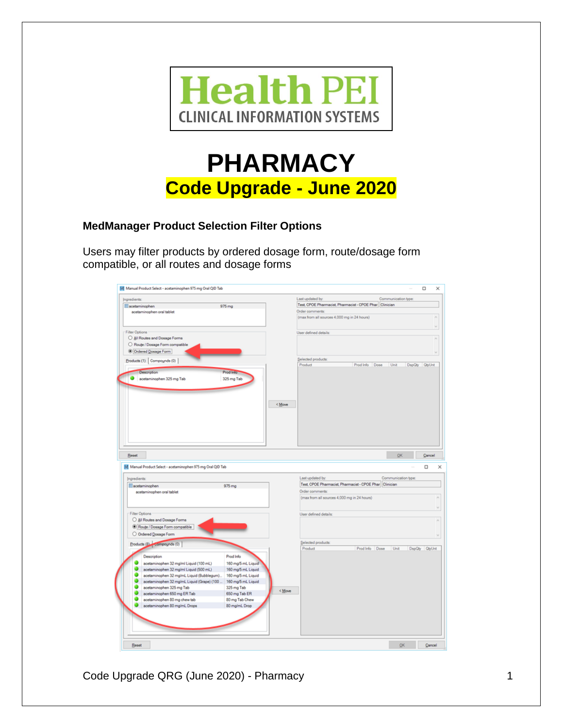Health PEI

CLINICAL INFORMATION SYSTEMS

# PHARMACY

## Code Upgrade - June 2020

### MedManager Product Selection Filter Options

Users may filter products by ordered dosage form, route/dosage form compatible, or all routes and dosage forms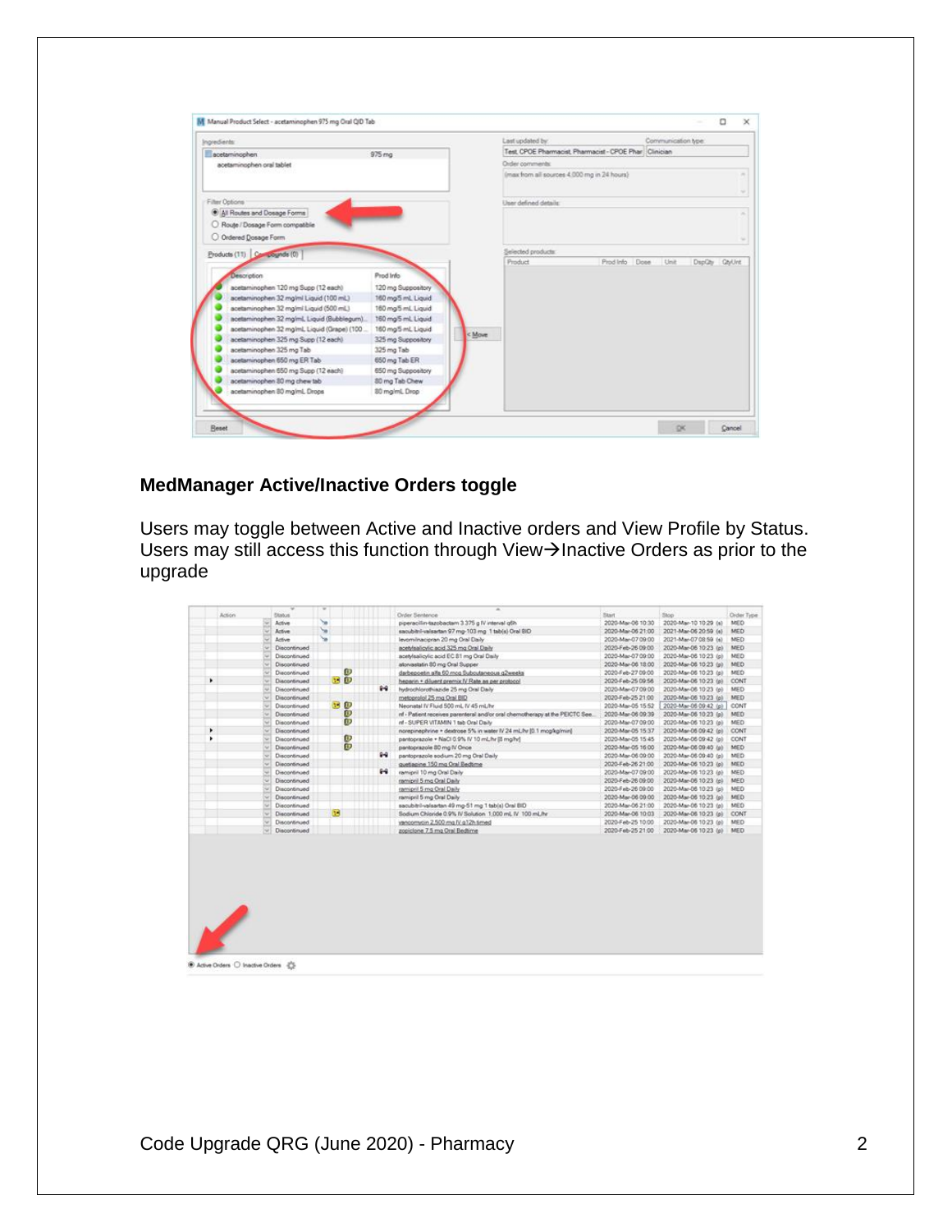## MedManager Active/Inactive Orders toggle

Users may toggle between Active and Inactive orders and View Profile by Status. Users may still access this function through View→Inactive Orders as prior to the upgrade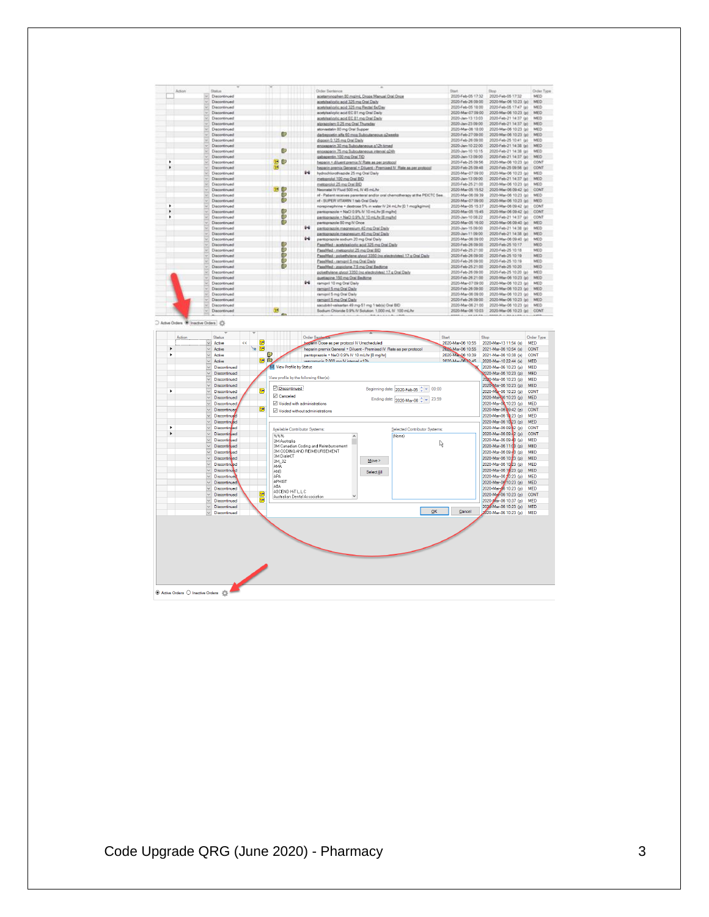| Action | Status | Order Sentence | Start | Stop | Order Type |
|---|---|---|---|---|---|
| | Discontinued | acetaminophen 80 mg/mL Drops Manual Oral Once | 2020-Feb-05 17:32 | 2020-Feb-05 17:32 | MED |
| | Discontinued | acetylsalicylic acid 325 mg Oral Daily | 2020-Feb-26 09:00 | 2020-Mar-06 10:23 (p) | MED |
| | Discontinued | acetylsalicylic acid 325 mg Rectal Daily | 2020-Feb-05 18:00 | 2020-Feb-05 17:47 (p) | MED |
| | Discontinued | acetylsalicylic acid EC 81 mg Oral Daily | 2020-Mar-07 09:00 | 2020-Mar-06 10:23 (p) | MED |
| | Discontinued | acetylsalicylic acid EC 81 mg Oral Daily | 2020-Jan-13 13:03 | 2020-Feb-21 14:37 (p) | MED |
| | Discontinued | alprazolam 0.25 mg Oral Thursday | 2020-Jan-23 09:00 | 2020-Feb-21 14:37 (p) | MED |
| | Discontinued | atorvastatin 80 mg Oral Supper | 2020-Mar-06 18:00 | 2020-Mar-06 10:23 (p) | MED |
| | Discontinued | darbepoetin alfa 60 mcg Subcutaneous q2weeks | 2020-Feb-27 09:00 | 2020-Mar-06 10:23 (p) | MED |
| | Discontinued | digoxin 0.125 mg Oral Daily | 2020-Feb-26 09:00 | 2020-Feb-25 10:41 (p) | MED |
| | Discontinued | enoxaparin 30 mg Subcutaneous q12h timed | 2020-Jan-10 22:00 | 2020-Feb-21 14:38 (p) | MED |
| | Discontinued | enoxaparin 75 mg Subcutaneous interval q24h | 2020-Jan-10 10:15 | 2020-Feb-21 14:38 (p) | MED |
| | Discontinued | gabapentin 100 mg Oral TID | 2020-Jan-13 09:00 | 2020-Feb-21 14:37 (p) | MED |
| | Discontinued | heparin + diluent premix IV Rate as per protocol | 2020-Feb-25 09:56 | 2020-Mar-06 10:23 (p) | CONT |
| | Discontinued | heparin premix General + Diluent - Premixed IV Rate as per protocol | 2020-Feb-25 09:48 | 2020-Feb-25 09:56 (p) | CONT |
| | Discontinued | hydrochlorothiazide 25 mg Oral Daily | 2020-Mar-07 09:00 | 2020-Mar-06 10:23 (p) | MED |
| | Discontinued | metoprolol 100 mg Oral BID | 2020-Jan-13 09:00 | 2020-Feb-21 14:37 (p) | MED |
| | Discontinued | metoprolol 25 mg Oral BID | 2020-Feb-25 21:00 | 2020-Mar-06 10:23 (p) | MED |
| | Discontinued | Neonatal IV Fluid 500 mL IV 45 mL/hr | 2020-Mar-05 15:52 | 2020-Mar-06 09:42 (p) | CONT |
| | Discontinued | nf - Patient receives parenteral and/or oral chemotherapy at the PEICTC See | 2020-Mar-06 09:39 | 2020-Mar-06 10:23 (p) | MED |
| | Discontinued | nf - SUPER VITAMIN 1 tab Oral Daily | 2020-Mar-07 09:00 | 2020-Mar-06 10:23 (p) | MED |
| | Discontinued | norepinephrine + dextrose 5% in water IV 24 mL/hr [0.1 mcg/kg/min] | 2020-Mar-05 15:37 | 2020-Mar-06 09:42 (p) | CONT |
| | Discontinued | pantoprazole + NaCl 0.9% IV 10 mL/hr [8 mg/hr] | 2020-Mar-05 15:45 | 2020-Mar-06 09:42 (p) | CONT |
| | Discontinued | pantoprazole + NaCl 0.9% IV 10 mL/hr [8 mg/hr] | 2020-Jan-10 08:22 | 2020-Feb-21 14:37 (p) | CONT |
| | Discontinued | pantoprazole 80 mg IV Once | 2020-Mar-05 16:00 | 2020-Mar-06 09:40 (p) | MED |
| | Discontinued | pantoprazole magnesium 40 mg Oral Daily | 2020-Jan-15 09:00 | 2020-Feb-21 14:38 (p) | MED |
| | Discontinued | pantoprazole magnesium 40 mg Oral Daily | 2020-Jan-11 09:00 | 2020-Feb-21 14:38 (p) | MED |
| | Discontinued | pantoprazole sodium 20 mg Oral Daily | 2020-Mar-06 09:00 | 2020-Mar-06 09:40 (p) | MED |
| | Discontinued | PassMed - acetylsalicylic acid 325 mg Oral Daily | 2020-Feb-26 09:00 | 2020-Feb-25 10:17 | MED |
| | Discontinued | PassMed - metoprolol 25 mg Oral BID | 2020-Feb-25 21:00 | 2020-Feb-25 10:18 | MED |
| | Discontinued | PassMed - polyethylene glycol 3350 (no electrolytes) 17 g Oral Daily | 2020-Feb-26 09:00 | 2020-Feb-25 10:19 | MED |
| | Discontinued | PassMed - ramipril 5 mg Oral Daily | 2020-Feb-26 09:00 | 2020-Feb-25 10:19 | MED |
| | Discontinued | PassMed - zopiclone 7.5 mg Oral Bedtime | 2020-Feb-25 21:00 | 2020-Feb-25 10:20 | MED |
| | Discontinued | polyethylene glycol 3350 (no electrolytes) 17 g Oral Daily | 2020-Feb-26 09:00 | 2020-Feb-25 10:20 (p) | MED |
| | Discontinued | quetiapine 150 mg Oral Bedtime | 2020-Feb-26 21:00 | 2020-Mar-06 10:23 (p) | MED |
| | Discontinued | ramipril 10 mg Oral Daily | 2020-Mar-07 09:00 | 2020-Mar-06 10:23 (p) | MED |
| | Discontinued | ramipril 5 mg Oral Daily | 2020-Feb-26 09:00 | 2020-Mar-06 10:23 (p) | MED |
| | Discontinued | ramipril 5 mg Oral Daily | 2020-Mar-06 09:00 | 2020-Mar-06 10:23 (p) | MED |
| | Discontinued | ramipril 5 mg Oral Daily | 2020-Feb-26 09:00 | 2020-Mar-06 10:23 (p) | MED |
| | Discontinued | sacubitril-valsartan 49 mg-51 mg 1 tab(s) Oral BID | 2020-Mar-06 21:00 | 2020-Mar-06 10:23 (p) | MED |
| | Discontinued | Sodium Chloride 0.9% IV Solution 1,000 mL IV 100 mL/hr | 2020-Mar-06 10:03 | 2020-Mar-06 10:23 (p) | CONT |

Active Orders / Inactive Orders

| Action | Status | Order Sentence | Start | Stop | Order Type |
|---|---|---|---|---|---|
| | Active | heparin Dose as per protocol IV Unscheduled | 2020-Mar-06 10:55 | 2020-Mar-13 11:54 (e) | MED |
| | Active | heparin premix General + Diluent - Premixed IV Rate as per protocol | 2020-Mar-06 10:55 | 2021-Mar-06 10:54 (e) | CONT |
| | Active | pantoprazole + NaCl 0.9% IV 10 mL/hr [8 mg/hr] | 2020-Mar-06 10:39 | 2021-Mar-06 10:38 (e) | CONT |
| | Active | vancomycin 2,000 mg IV interval q12h | 2020-Mar-06 10:45 | 2020-Mar-10 22:44 (e) | MED |

**View Profile by Status**

View profile by the following filter(s):

- ☑ Discontinued
- ☑ Canceled
- ☑ Voided with administrations
- ☑ Voided without administrations

Beginning date: 2020-Feb-05 00:00

Ending date: 2020-Mar-06 23:59

Available Contributor Systems: %%%, 3M Australia, 3M Canadian Coding and Reimbursement, 3M CODING AND REIMBURSEMENT, 3M DialeCT, 3M_32, AMA, ANS, APA, APHIST, ABA, ASCEND HIT L.L.C, Australian Dental Association

Move > | Select All

Selected Contributor Systems: (None)

OK | Cancel

Active Orders / Inactive Orders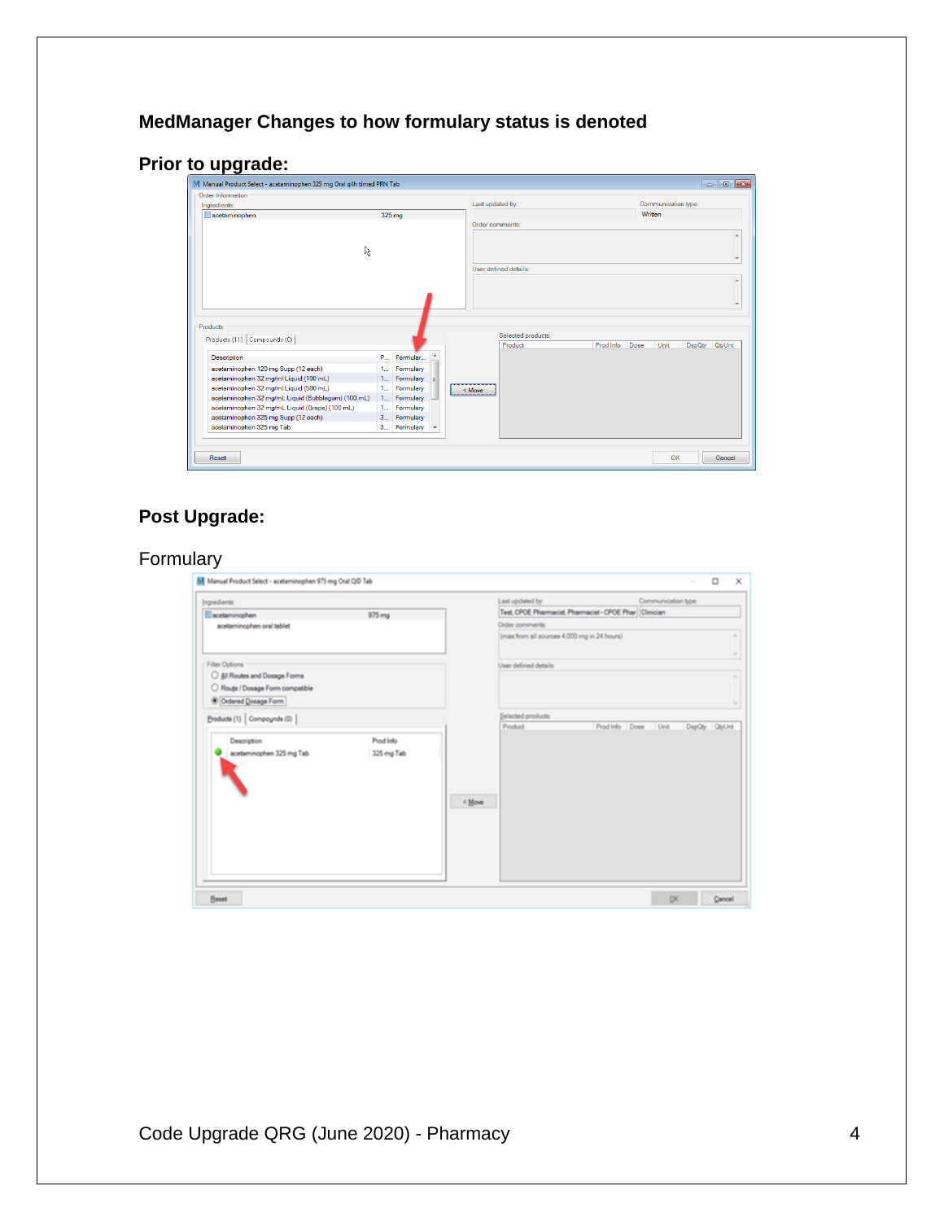**MedManager Changes to how formulary status is denoted**

**Prior to upgrade:**

**Post Upgrade:**

Formulary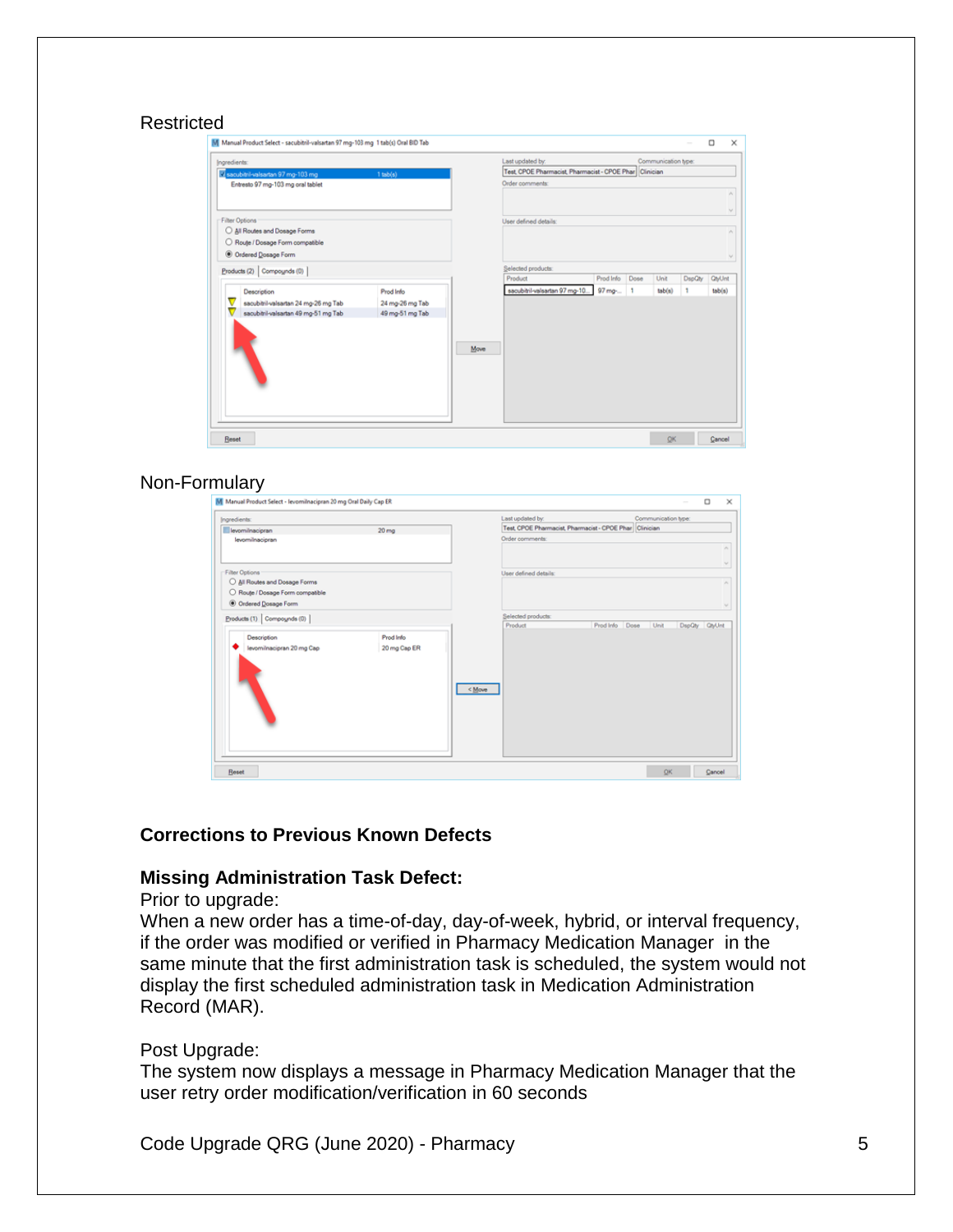Restricted

Non-Formulary

**Corrections to Previous Known Defects**

**Missing Administration Task Defect:**

Prior to upgrade:

When a new order has a time-of-day, day-of-week, hybrid, or interval frequency, if the order was modified or verified in Pharmacy Medication Manager in the same minute that the first administration task is scheduled, the system would not display the first scheduled administration task in Medication Administration Record (MAR).

Post Upgrade:

The system now displays a message in Pharmacy Medication Manager that the user retry order modification/verification in 60 seconds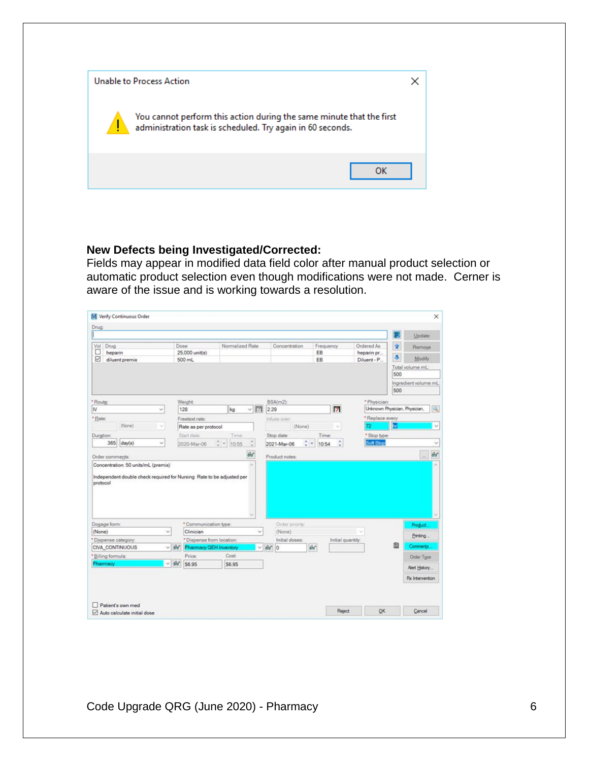Unable to Process Action

You cannot perform this action during the same minute that the first administration task is scheduled. Try again in 60 seconds.

OK

**New Defects being Investigated/Corrected:**
Fields may appear in modified data field color after manual product selection or automatic product selection even though modifications were not made. Cerner is aware of the issue and is working towards a resolution.